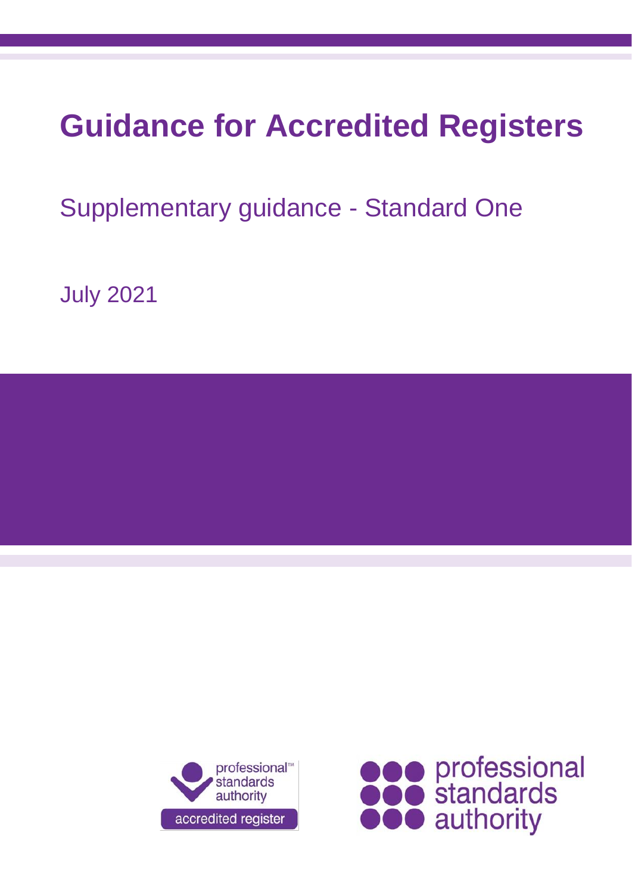# Guidance for Accredited Registers

## Supplementary guidance - Standard One

July 2021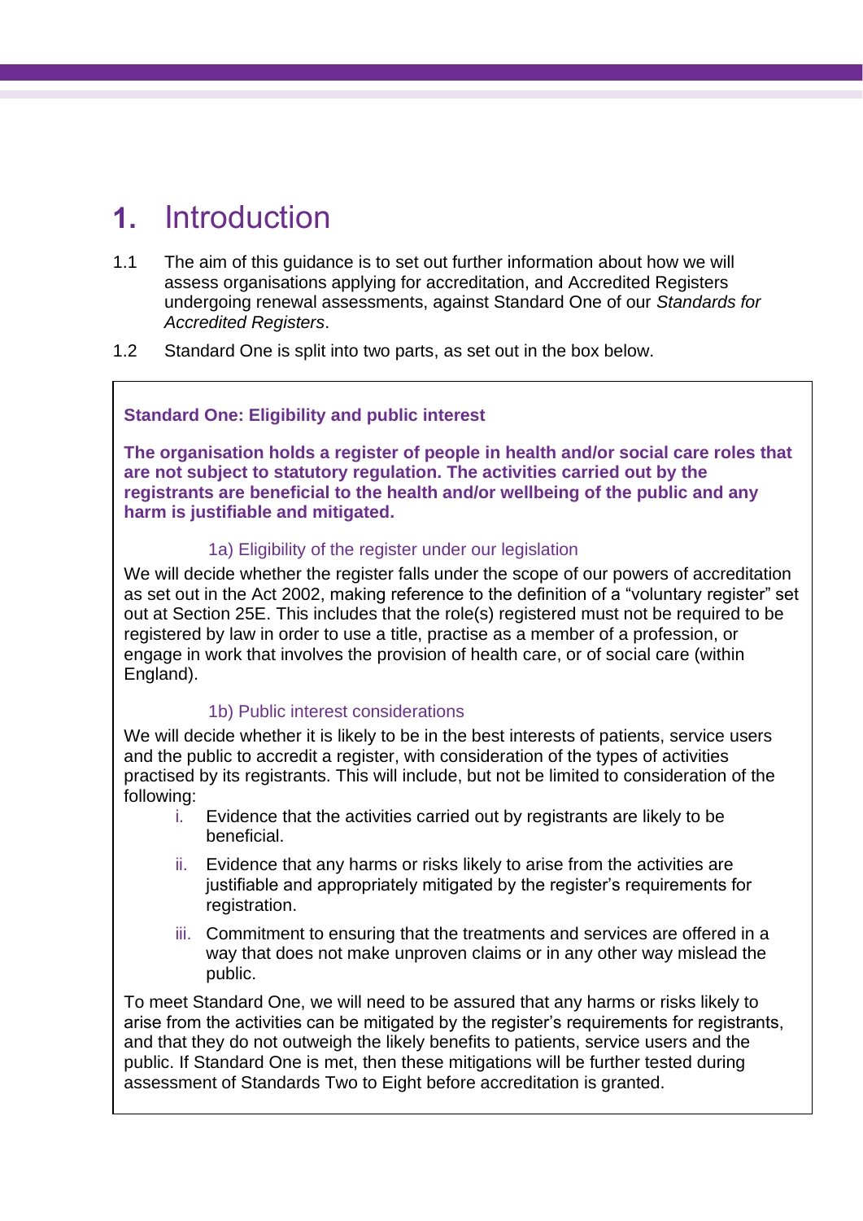# 1. Introduction

1.1 The aim of this guidance is to set out further information about how we will assess organisations applying for accreditation, and Accredited Registers undergoing renewal assessments, against Standard One of our *Standards for Accredited Registers*.

1.2 Standard One is split into two parts, as set out in the box below.

**Standard One: Eligibility and public interest**

**The organisation holds a register of people in health and/or social care roles that are not subject to statutory regulation. The activities carried out by the registrants are beneficial to the health and/or wellbeing of the public and any harm is justifiable and mitigated.**

1a) Eligibility of the register under our legislation

We will decide whether the register falls under the scope of our powers of accreditation as set out in the Act 2002, making reference to the definition of a "voluntary register" set out at Section 25E. This includes that the role(s) registered must not be required to be registered by law in order to use a title, practise as a member of a profession, or engage in work that involves the provision of health care, or of social care (within England).

1b) Public interest considerations

We will decide whether it is likely to be in the best interests of patients, service users and the public to accredit a register, with consideration of the types of activities practised by its registrants. This will include, but not be limited to consideration of the following:

i. Evidence that the activities carried out by registrants are likely to be beneficial.

ii. Evidence that any harms or risks likely to arise from the activities are justifiable and appropriately mitigated by the register's requirements for registration.

iii. Commitment to ensuring that the treatments and services are offered in a way that does not make unproven claims or in any other way mislead the public.

To meet Standard One, we will need to be assured that any harms or risks likely to arise from the activities can be mitigated by the register's requirements for registrants, and that they do not outweigh the likely benefits to patients, service users and the public. If Standard One is met, then these mitigations will be further tested during assessment of Standards Two to Eight before accreditation is granted.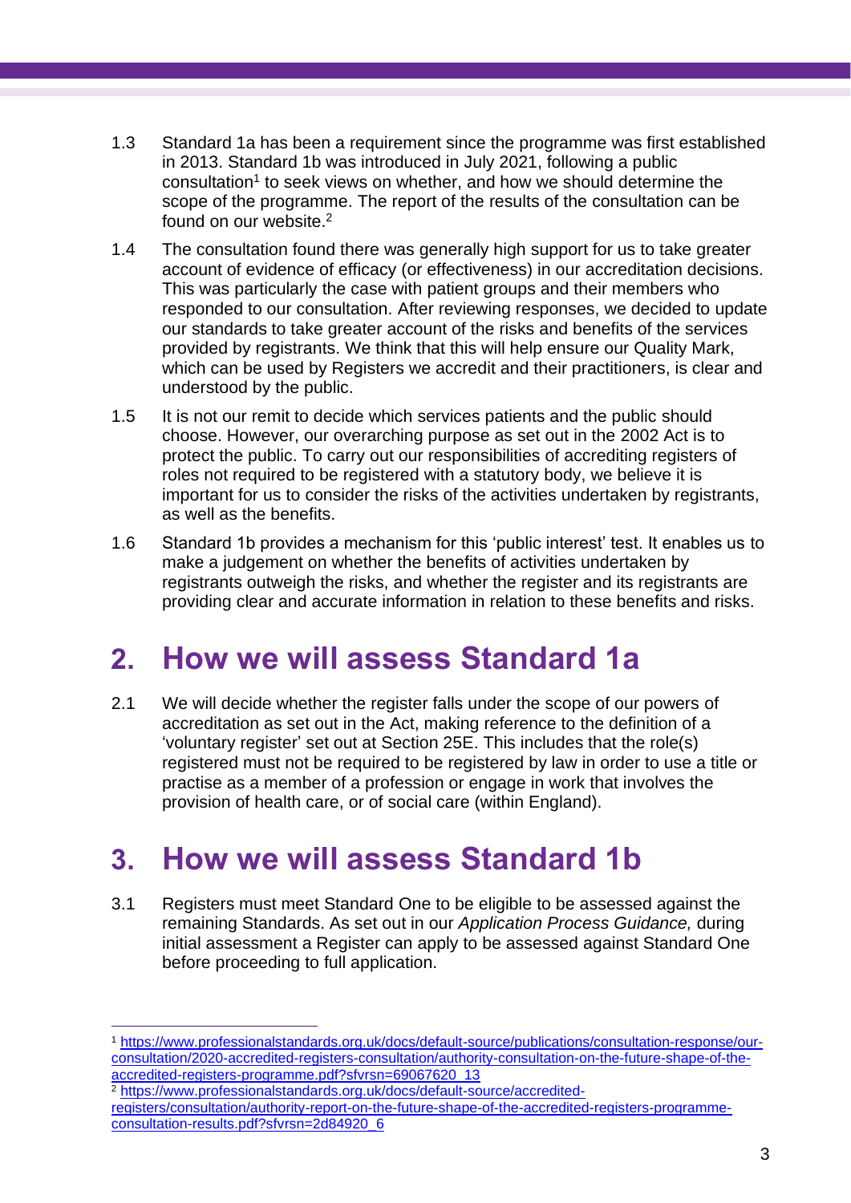1.3 Standard 1a has been a requirement since the programme was first established in 2013. Standard 1b was introduced in July 2021, following a public consultation[1] to seek views on whether, and how we should determine the scope of the programme. The report of the results of the consultation can be found on our website.[2]

1.4 The consultation found there was generally high support for us to take greater account of evidence of efficacy (or effectiveness) in our accreditation decisions. This was particularly the case with patient groups and their members who responded to our consultation. After reviewing responses, we decided to update our standards to take greater account of the risks and benefits of the services provided by registrants. We think that this will help ensure our Quality Mark, which can be used by Registers we accredit and their practitioners, is clear and understood by the public.

1.5 It is not our remit to decide which services patients and the public should choose. However, our overarching purpose as set out in the 2002 Act is to protect the public. To carry out our responsibilities of accrediting registers of roles not required to be registered with a statutory body, we believe it is important for us to consider the risks of the activities undertaken by registrants, as well as the benefits.

1.6 Standard 1b provides a mechanism for this 'public interest' test. It enables us to make a judgement on whether the benefits of activities undertaken by registrants outweigh the risks, and whether the register and its registrants are providing clear and accurate information in relation to these benefits and risks.

## 2. How we will assess Standard 1a

2.1 We will decide whether the register falls under the scope of our powers of accreditation as set out in the Act, making reference to the definition of a 'voluntary register' set out at Section 25E. This includes that the role(s) registered must not be required to be registered by law in order to use a title or practise as a member of a profession or engage in work that involves the provision of health care, or of social care (within England).

## 3. How we will assess Standard 1b

3.1 Registers must meet Standard One to be eligible to be assessed against the remaining Standards. As set out in our *Application Process Guidance,* during initial assessment a Register can apply to be assessed against Standard One before proceeding to full application.

---

[1] https://www.professionalstandards.org.uk/docs/default-source/publications/consultation-response/our-consultation/2020-accredited-registers-consultation/authority-consultation-on-the-future-shape-of-the-accredited-registers-programme.pdf?sfvrsn=69067620_13

[2] https://www.professionalstandards.org.uk/docs/default-source/accredited-registers/consultation/authority-report-on-the-future-shape-of-the-accredited-registers-programme-consultation-results.pdf?sfvrsn=2d84920_6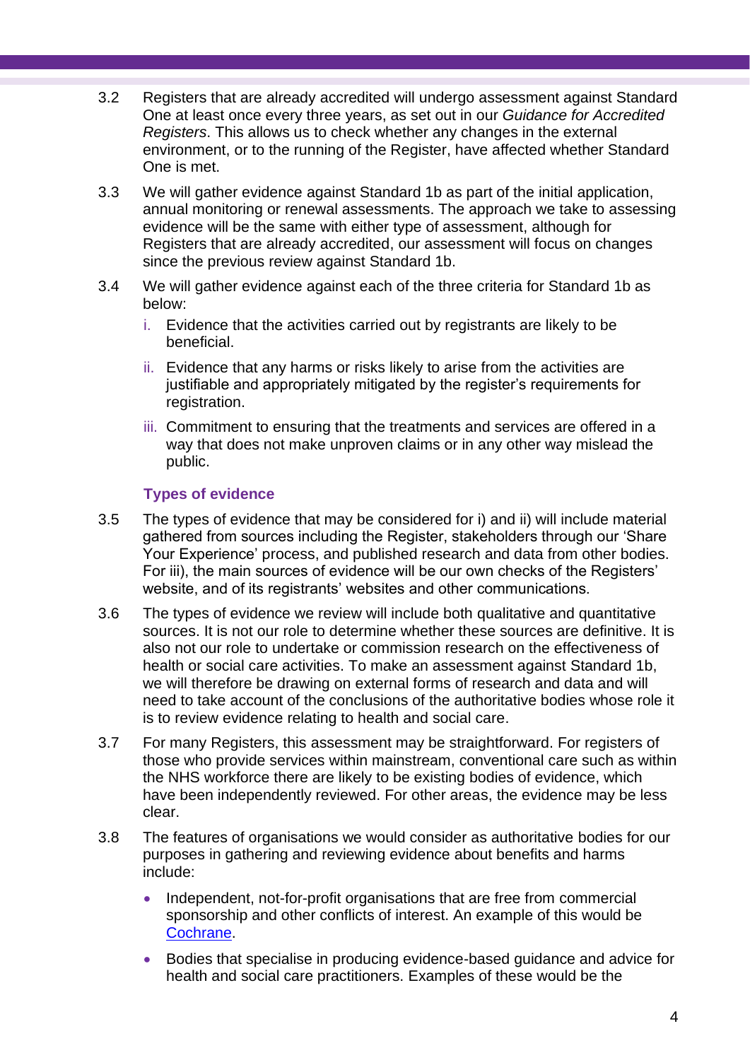3.2 Registers that are already accredited will undergo assessment against Standard One at least once every three years, as set out in our *Guidance for Accredited Registers*. This allows us to check whether any changes in the external environment, or to the running of the Register, have affected whether Standard One is met.

3.3 We will gather evidence against Standard 1b as part of the initial application, annual monitoring or renewal assessments. The approach we take to assessing evidence will be the same with either type of assessment, although for Registers that are already accredited, our assessment will focus on changes since the previous review against Standard 1b.

3.4 We will gather evidence against each of the three criteria for Standard 1b as below:

   i. Evidence that the activities carried out by registrants are likely to be beneficial.

   ii. Evidence that any harms or risks likely to arise from the activities are justifiable and appropriately mitigated by the register's requirements for registration.

   iii. Commitment to ensuring that the treatments and services are offered in a way that does not make unproven claims or in any other way mislead the public.

### Types of evidence

3.5 The types of evidence that may be considered for i) and ii) will include material gathered from sources including the Register, stakeholders through our 'Share Your Experience' process, and published research and data from other bodies. For iii), the main sources of evidence will be our own checks of the Registers' website, and of its registrants' websites and other communications.

3.6 The types of evidence we review will include both qualitative and quantitative sources. It is not our role to determine whether these sources are definitive. It is also not our role to undertake or commission research on the effectiveness of health or social care activities. To make an assessment against Standard 1b, we will therefore be drawing on external forms of research and data and will need to take account of the conclusions of the authoritative bodies whose role it is to review evidence relating to health and social care.

3.7 For many Registers, this assessment may be straightforward. For registers of those who provide services within mainstream, conventional care such as within the NHS workforce there are likely to be existing bodies of evidence, which have been independently reviewed. For other areas, the evidence may be less clear.

3.8 The features of organisations we would consider as authoritative bodies for our purposes in gathering and reviewing evidence about benefits and harms include:

- Independent, not-for-profit organisations that are free from commercial sponsorship and other conflicts of interest. An example of this would be Cochrane.
- Bodies that specialise in producing evidence-based guidance and advice for health and social care practitioners. Examples of these would be the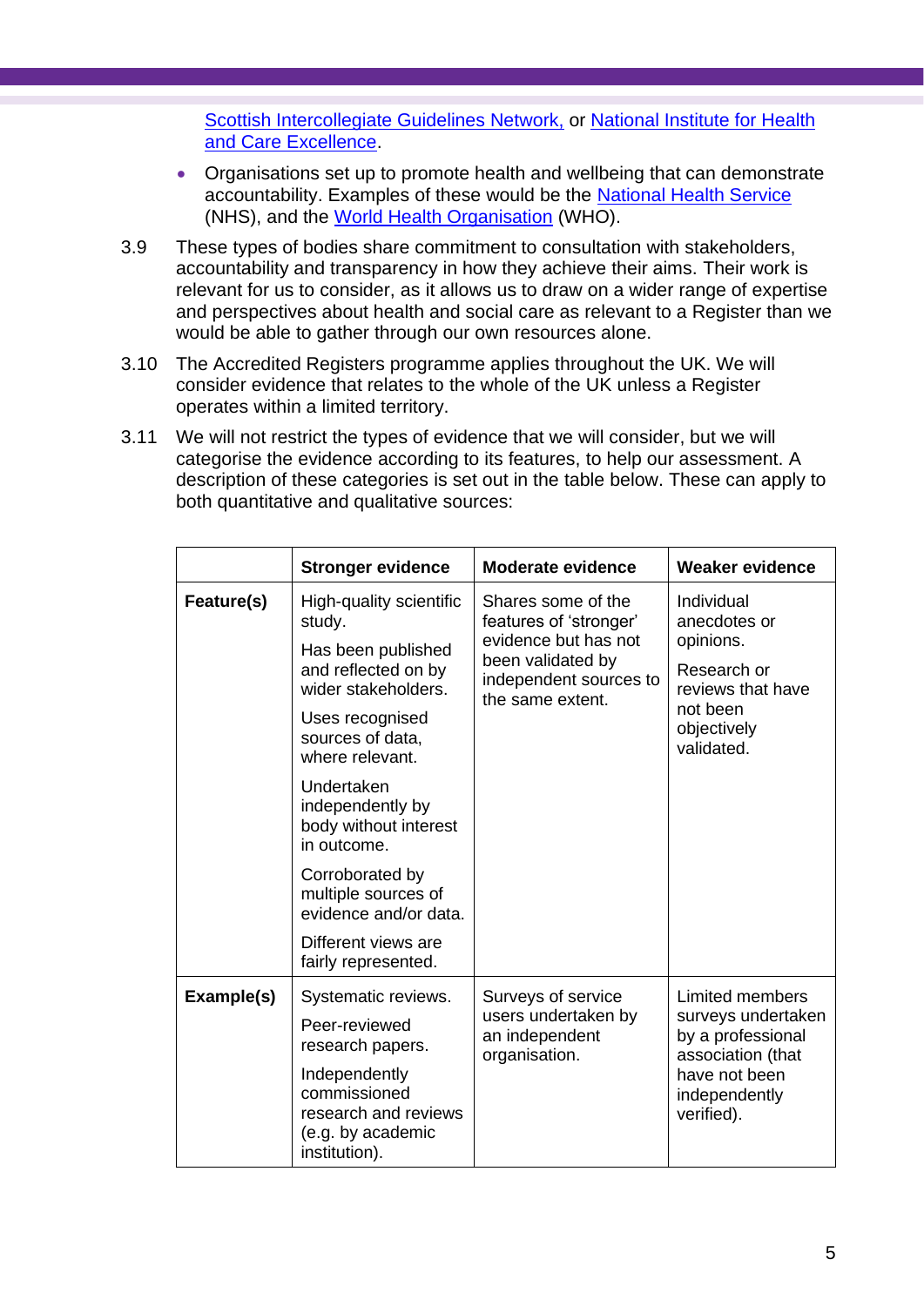[Scottish Intercollegiate Guidelines Network](), or [National Institute for Health and Care Excellence]().

- Organisations set up to promote health and wellbeing that can demonstrate accountability. Examples of these would be the National Health Service (NHS), and the World Health Organisation (WHO).

3.9 These types of bodies share commitment to consultation with stakeholders, accountability and transparency in how they achieve their aims. Their work is relevant for us to consider, as it allows us to draw on a wider range of expertise and perspectives about health and social care as relevant to a Register than we would be able to gather through our own resources alone.

3.10 The Accredited Registers programme applies throughout the UK. We will consider evidence that relates to the whole of the UK unless a Register operates within a limited territory.

3.11 We will not restrict the types of evidence that we will consider, but we will categorise the evidence according to its features, to help our assessment. A description of these categories is set out in the table below. These can apply to both quantitative and qualitative sources:

| | **Stronger evidence** | **Moderate evidence** | **Weaker evidence** |
|---|---|---|---|
| **Feature(s)** | High-quality scientific study.<br>Has been published and reflected on by wider stakeholders.<br>Uses recognised sources of data, where relevant.<br>Undertaken independently by body without interest in outcome.<br>Corroborated by multiple sources of evidence and/or data.<br>Different views are fairly represented. | Shares some of the features of 'stronger' evidence but has not been validated by independent sources to the same extent. | Individual anecdotes or opinions.<br>Research or reviews that have not been objectively validated. |
| **Example(s)** | Systematic reviews.<br>Peer-reviewed research papers.<br>Independently commissioned research and reviews (e.g. by academic institution). | Surveys of service users undertaken by an independent organisation. | Limited members surveys undertaken by a professional association (that have not been independently verified). |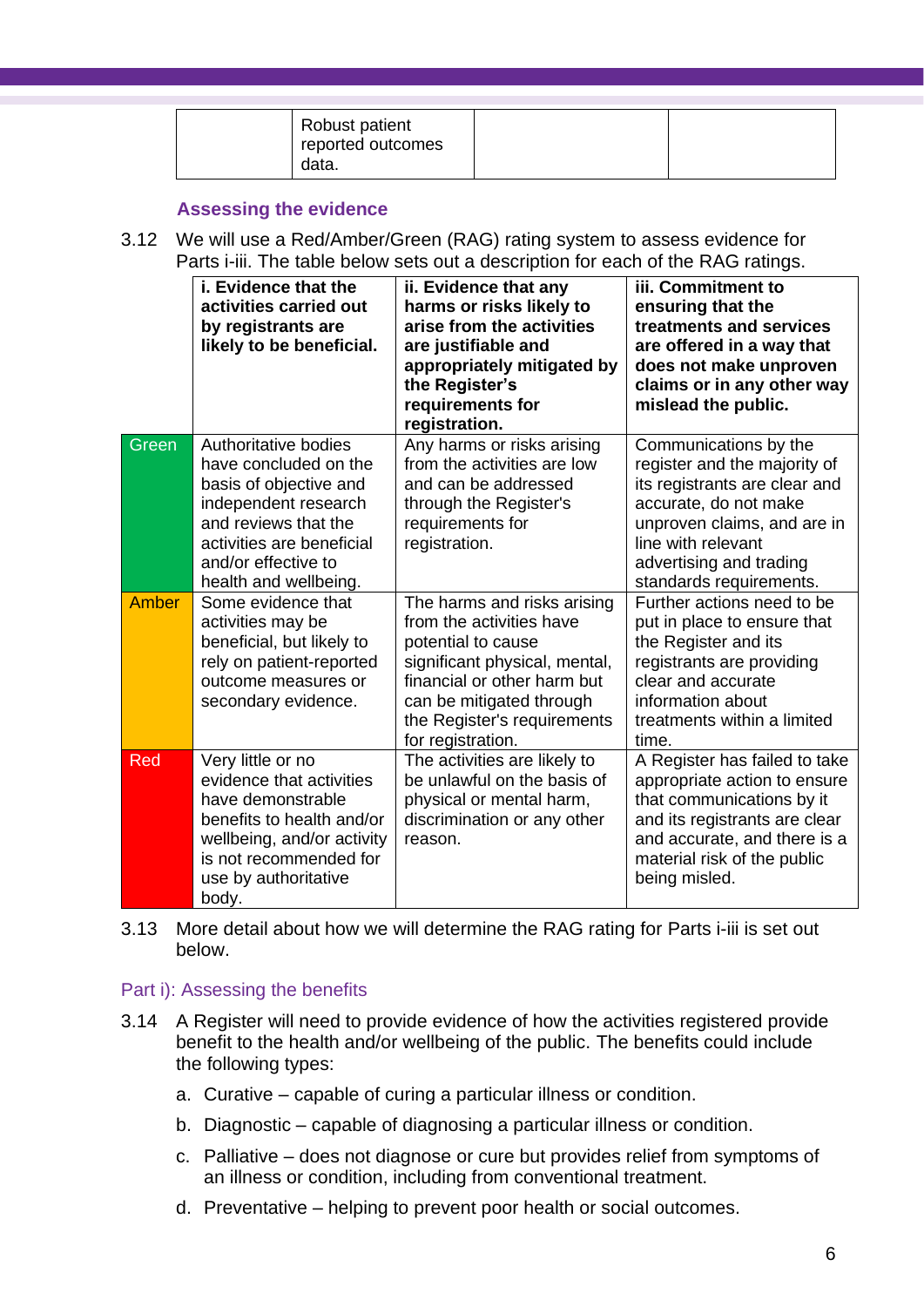| | Robust patient reported outcomes data. | | |
|---|---|---|---|

### Assessing the evidence

3.12 We will use a Red/Amber/Green (RAG) rating system to assess evidence for Parts i-iii. The table below sets out a description for each of the RAG ratings.

| | **i. Evidence that the activities carried out by registrants are likely to be beneficial.** | **ii. Evidence that any harms or risks likely to arise from the activities are justifiable and appropriately mitigated by the Register's requirements for registration.** | **iii. Commitment to ensuring that the treatments and services are offered in a way that does not make unproven claims or in any other way mislead the public.** |
|---|---|---|---|
| Green | Authoritative bodies have concluded on the basis of objective and independent research and reviews that the activities are beneficial and/or effective to health and wellbeing. | Any harms or risks arising from the activities are low and can be addressed through the Register's requirements for registration. | Communications by the register and the majority of its registrants are clear and accurate, do not make unproven claims, and are in line with relevant advertising and trading standards requirements. |
| Amber | Some evidence that activities may be beneficial, but likely to rely on patient-reported outcome measures or secondary evidence. | The harms and risks arising from the activities have potential to cause significant physical, mental, financial or other harm but can be mitigated through the Register's requirements for registration. | Further actions need to be put in place to ensure that the Register and its registrants are providing clear and accurate information about treatments within a limited time. |
| Red | Very little or no evidence that activities have demonstrable benefits to health and/or wellbeing, and/or activity is not recommended for use by authoritative body. | The activities are likely to be unlawful on the basis of physical or mental harm, discrimination or any other reason. | A Register has failed to take appropriate action to ensure that communications by it and its registrants are clear and accurate, and there is a material risk of the public being misled. |

3.13 More detail about how we will determine the RAG rating for Parts i-iii is set out below.

### Part i): Assessing the benefits

3.14 A Register will need to provide evidence of how the activities registered provide benefit to the health and/or wellbeing of the public. The benefits could include the following types:

a. Curative – capable of curing a particular illness or condition.

b. Diagnostic – capable of diagnosing a particular illness or condition.

c. Palliative – does not diagnose or cure but provides relief from symptoms of an illness or condition, including from conventional treatment.

d. Preventative – helping to prevent poor health or social outcomes.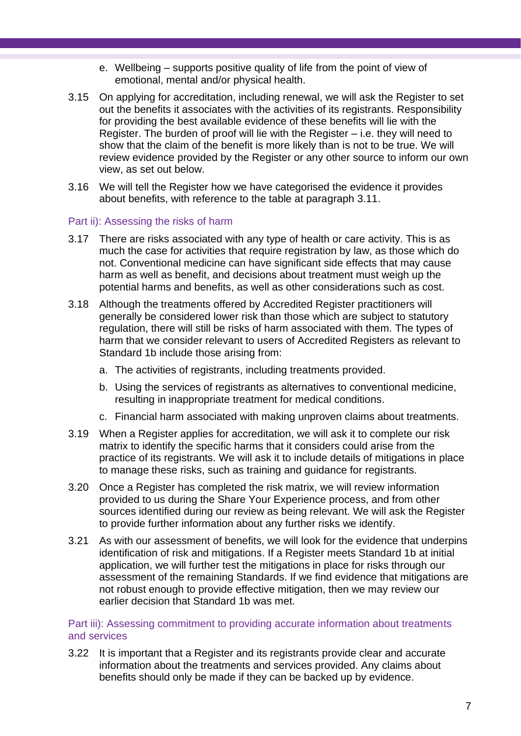e. Wellbeing – supports positive quality of life from the point of view of emotional, mental and/or physical health.

3.15 On applying for accreditation, including renewal, we will ask the Register to set out the benefits it associates with the activities of its registrants. Responsibility for providing the best available evidence of these benefits will lie with the Register. The burden of proof will lie with the Register – i.e. they will need to show that the claim of the benefit is more likely than is not to be true. We will review evidence provided by the Register or any other source to inform our own view, as set out below.

3.16 We will tell the Register how we have categorised the evidence it provides about benefits, with reference to the table at paragraph 3.11.

### Part ii): Assessing the risks of harm

3.17 There are risks associated with any type of health or care activity. This is as much the case for activities that require registration by law, as those which do not. Conventional medicine can have significant side effects that may cause harm as well as benefit, and decisions about treatment must weigh up the potential harms and benefits, as well as other considerations such as cost.

3.18 Although the treatments offered by Accredited Register practitioners will generally be considered lower risk than those which are subject to statutory regulation, there will still be risks of harm associated with them. The types of harm that we consider relevant to users of Accredited Registers as relevant to Standard 1b include those arising from:

a. The activities of registrants, including treatments provided.

b. Using the services of registrants as alternatives to conventional medicine, resulting in inappropriate treatment for medical conditions.

c. Financial harm associated with making unproven claims about treatments.

3.19 When a Register applies for accreditation, we will ask it to complete our risk matrix to identify the specific harms that it considers could arise from the practice of its registrants. We will ask it to include details of mitigations in place to manage these risks, such as training and guidance for registrants.

3.20 Once a Register has completed the risk matrix, we will review information provided to us during the Share Your Experience process, and from other sources identified during our review as being relevant. We will ask the Register to provide further information about any further risks we identify.

3.21 As with our assessment of benefits, we will look for the evidence that underpins identification of risk and mitigations. If a Register meets Standard 1b at initial application, we will further test the mitigations in place for risks through our assessment of the remaining Standards. If we find evidence that mitigations are not robust enough to provide effective mitigation, then we may review our earlier decision that Standard 1b was met.

### Part iii): Assessing commitment to providing accurate information about treatments and services

3.22 It is important that a Register and its registrants provide clear and accurate information about the treatments and services provided. Any claims about benefits should only be made if they can be backed up by evidence.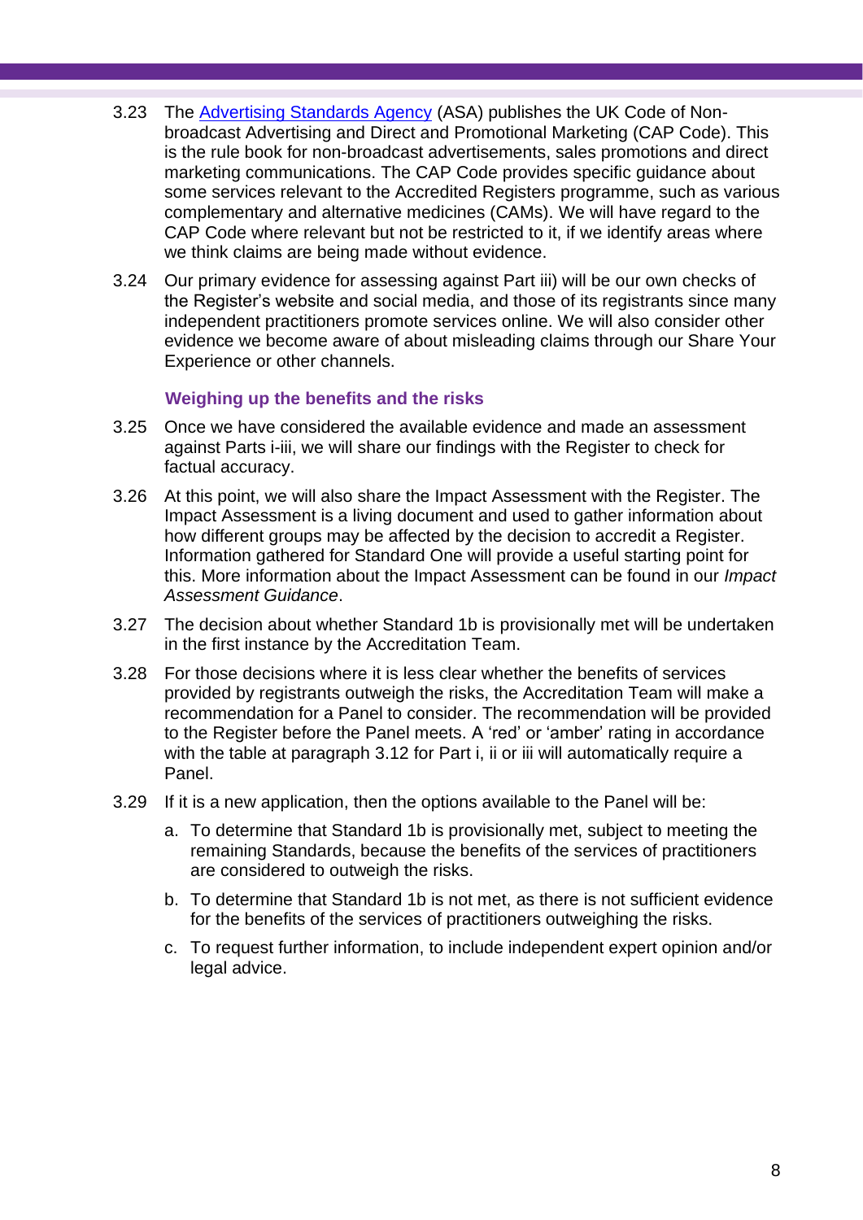3.23 The [Advertising Standards Agency](Advertising Standards Agency) (ASA) publishes the UK Code of Non-broadcast Advertising and Direct and Promotional Marketing (CAP Code). This is the rule book for non-broadcast advertisements, sales promotions and direct marketing communications. The CAP Code provides specific guidance about some services relevant to the Accredited Registers programme, such as various complementary and alternative medicines (CAMs). We will have regard to the CAP Code where relevant but not be restricted to it, if we identify areas where we think claims are being made without evidence.

3.24 Our primary evidence for assessing against Part iii) will be our own checks of the Register's website and social media, and those of its registrants since many independent practitioners promote services online. We will also consider other evidence we become aware of about misleading claims through our Share Your Experience or other channels.

### Weighing up the benefits and the risks

3.25 Once we have considered the available evidence and made an assessment against Parts i-iii, we will share our findings with the Register to check for factual accuracy.

3.26 At this point, we will also share the Impact Assessment with the Register. The Impact Assessment is a living document and used to gather information about how different groups may be affected by the decision to accredit a Register. Information gathered for Standard One will provide a useful starting point for this. More information about the Impact Assessment can be found in our *Impact Assessment Guidance*.

3.27 The decision about whether Standard 1b is provisionally met will be undertaken in the first instance by the Accreditation Team.

3.28 For those decisions where it is less clear whether the benefits of services provided by registrants outweigh the risks, the Accreditation Team will make a recommendation for a Panel to consider. The recommendation will be provided to the Register before the Panel meets. A 'red' or 'amber' rating in accordance with the table at paragraph 3.12 for Part i, ii or iii will automatically require a Panel.

3.29 If it is a new application, then the options available to the Panel will be:

a. To determine that Standard 1b is provisionally met, subject to meeting the remaining Standards, because the benefits of the services of practitioners are considered to outweigh the risks.

b. To determine that Standard 1b is not met, as there is not sufficient evidence for the benefits of the services of practitioners outweighing the risks.

c. To request further information, to include independent expert opinion and/or legal advice.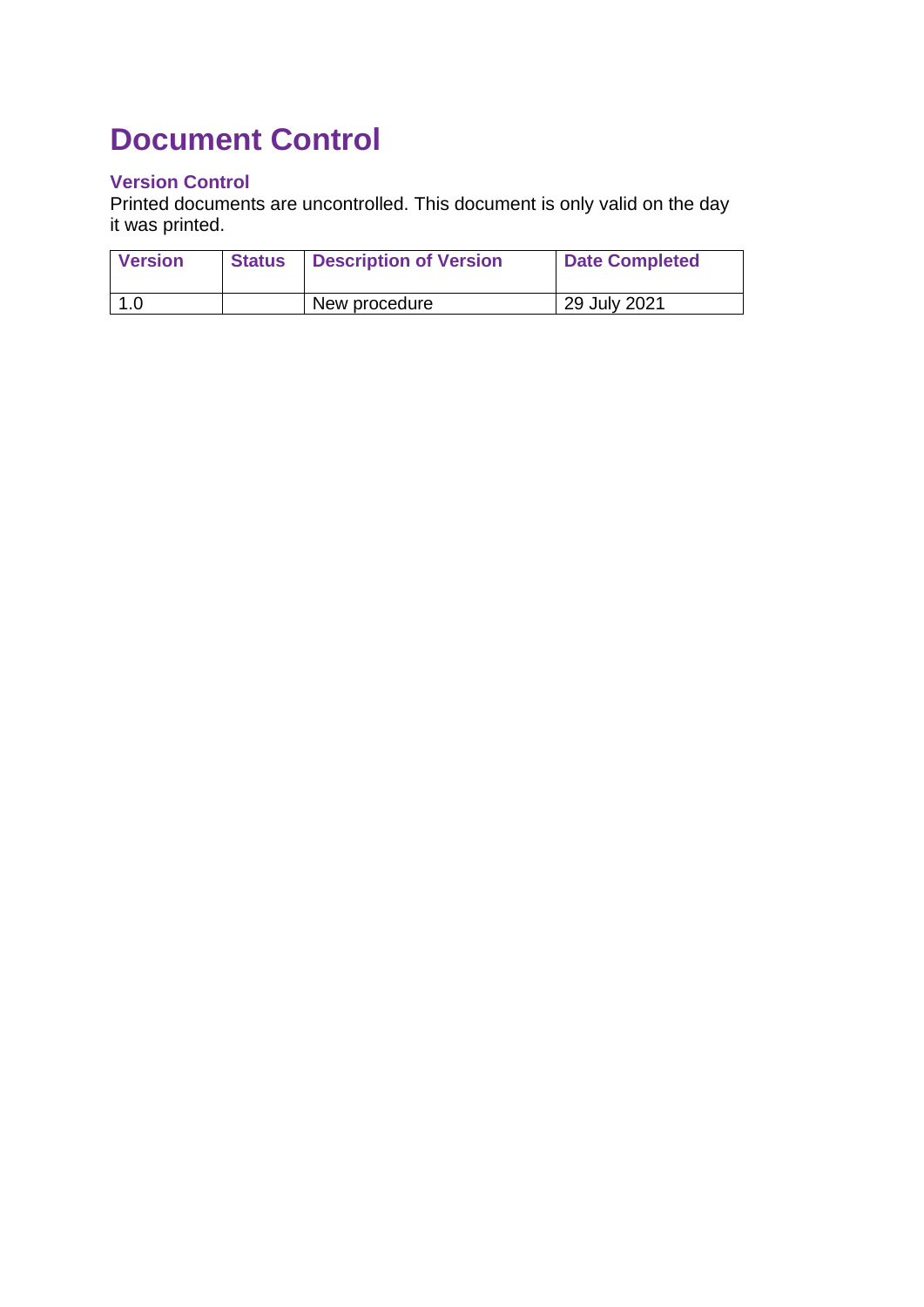# Document Control

### Version Control

Printed documents are uncontrolled. This document is only valid on the day it was printed.

| Version | Status | Description of Version | Date Completed |
|---|---|---|---|
| 1.0 | | New procedure | 29 July 2021 |